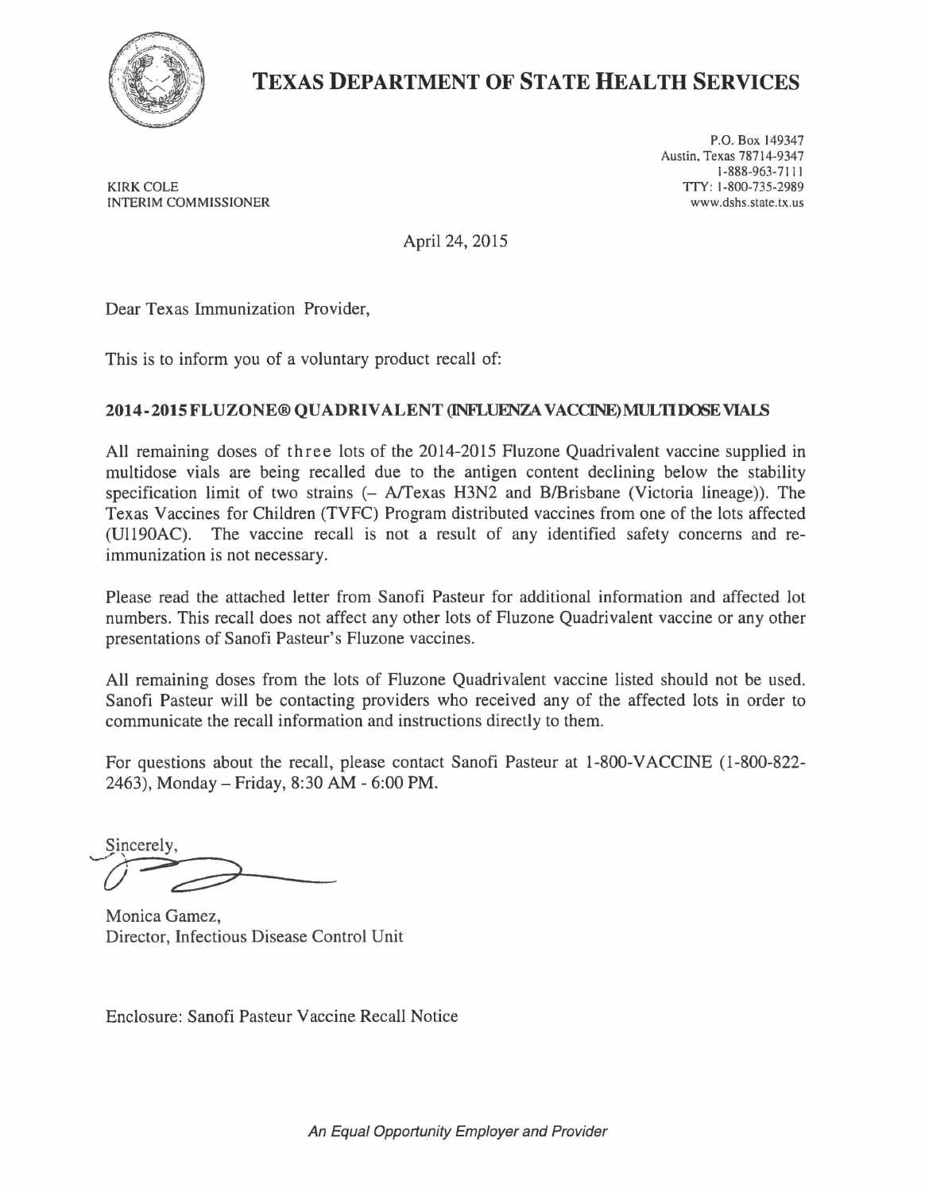# TEXAS DEPARTMENT OF STATE HEALTH SERVICES

KIRK COLE
INTERIM COMMISSIONER

P.O. Box 149347
Austin, Texas 78714-9347
1-888-963-7111
TTY: 1-800-735-2989
www.dshs.state.tx.us

April 24, 2015

Dear Texas Immunization Provider,

This is to inform you of a voluntary product recall of:

**2014-2015 FLUZONE® QUADRIVALENT (INFLUENZA VACCINE) MULTI DOSE VIALS**

All remaining doses of three lots of the 2014-2015 Fluzone Quadrivalent vaccine supplied in multidose vials are being recalled due to the antigen content declining below the stability specification limit of two strains (– A/Texas H3N2 and B/Brisbane (Victoria lineage)). The Texas Vaccines for Children (TVFC) Program distributed vaccines from one of the lots affected (UI190AC). The vaccine recall is not a result of any identified safety concerns and re-immunization is not necessary.

Please read the attached letter from Sanofi Pasteur for additional information and affected lot numbers. This recall does not affect any other lots of Fluzone Quadrivalent vaccine or any other presentations of Sanofi Pasteur's Fluzone vaccines.

All remaining doses from the lots of Fluzone Quadrivalent vaccine listed should not be used. Sanofi Pasteur will be contacting providers who received any of the affected lots in order to communicate the recall information and instructions directly to them.

For questions about the recall, please contact Sanofi Pasteur at 1-800-VACCINE (1-800-822-2463), Monday – Friday, 8:30 AM - 6:00 PM.

Sincerely,

Monica Gamez,
Director, Infectious Disease Control Unit

Enclosure: Sanofi Pasteur Vaccine Recall Notice

*An Equal Opportunity Employer and Provider*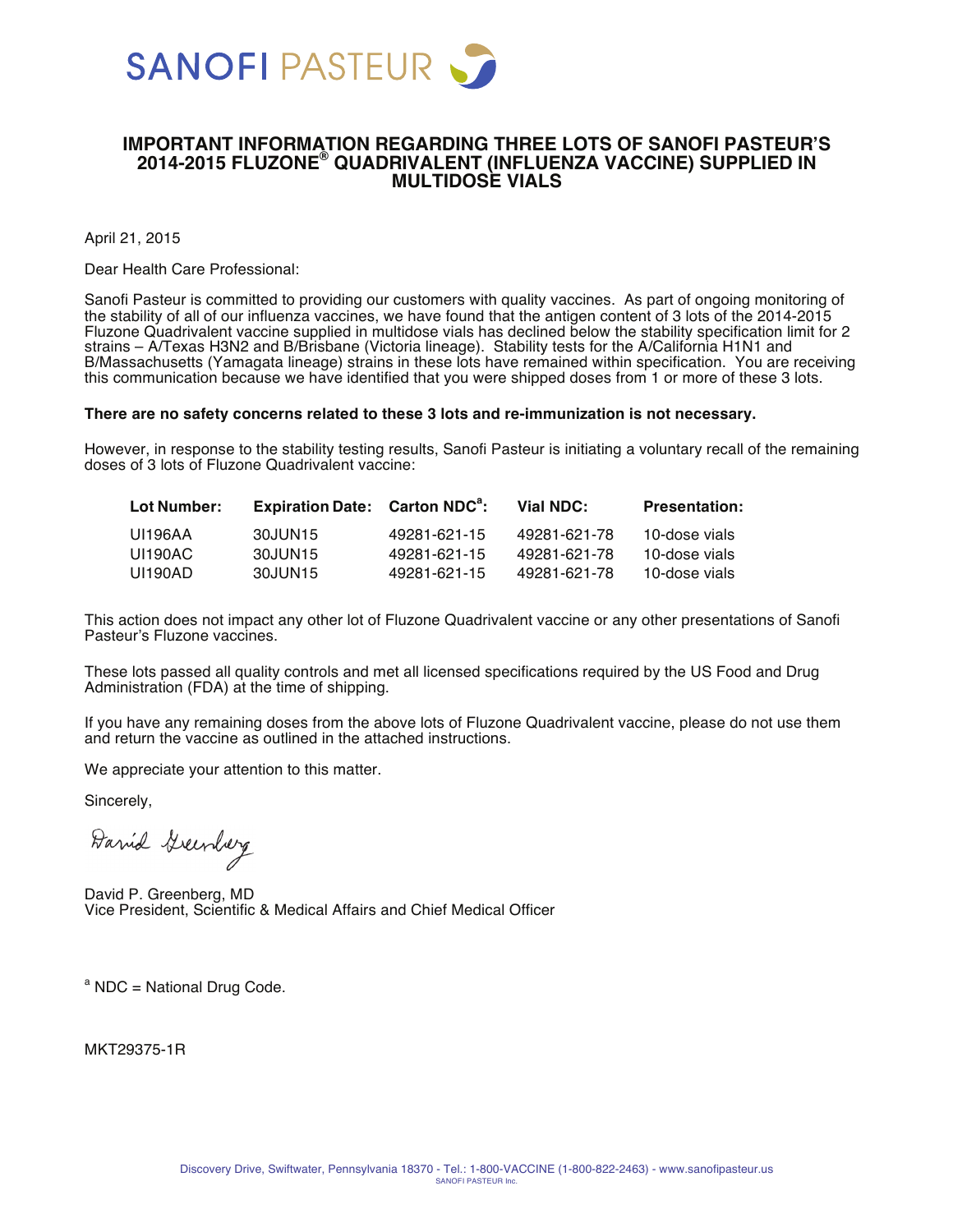SANOFI PASTEUR

# IMPORTANT INFORMATION REGARDING THREE LOTS OF SANOFI PASTEUR'S 2014-2015 FLUZONE® QUADRIVALENT (INFLUENZA VACCINE) SUPPLIED IN MULTIDOSE VIALS

April 21, 2015

Dear Health Care Professional:

Sanofi Pasteur is committed to providing our customers with quality vaccines. As part of ongoing monitoring of the stability of all of our influenza vaccines, we have found that the antigen content of 3 lots of the 2014-2015 Fluzone Quadrivalent vaccine supplied in multidose vials has declined below the stability specification limit for 2 strains – A/Texas H3N2 and B/Brisbane (Victoria lineage). Stability tests for the A/California H1N1 and B/Massachusetts (Yamagata lineage) strains in these lots have remained within specification. You are receiving this communication because we have identified that you were shipped doses from 1 or more of these 3 lots.

**There are no safety concerns related to these 3 lots and re-immunization is not necessary.**

However, in response to the stability testing results, Sanofi Pasteur is initiating a voluntary recall of the remaining doses of 3 lots of Fluzone Quadrivalent vaccine:

| Lot Number: | Expiration Date: | Carton NDC[a]: | Vial NDC: | Presentation: |
|---|---|---|---|---|
| UI196AA | 30JUN15 | 49281-621-15 | 49281-621-78 | 10-dose vials |
| UI190AC | 30JUN15 | 49281-621-15 | 49281-621-78 | 10-dose vials |
| UI190AD | 30JUN15 | 49281-621-15 | 49281-621-78 | 10-dose vials |

This action does not impact any other lot of Fluzone Quadrivalent vaccine or any other presentations of Sanofi Pasteur's Fluzone vaccines.

These lots passed all quality controls and met all licensed specifications required by the US Food and Drug Administration (FDA) at the time of shipping.

If you have any remaining doses from the above lots of Fluzone Quadrivalent vaccine, please do not use them and return the vaccine as outlined in the attached instructions.

We appreciate your attention to this matter.

Sincerely,

David Greenberg

David P. Greenberg, MD
Vice President, Scientific & Medical Affairs and Chief Medical Officer

[a] NDC = National Drug Code.

MKT29375-1R

Discovery Drive, Swiftwater, Pennsylvania 18370 - Tel.: 1-800-VACCINE (1-800-822-2463) - www.sanofipasteur.us
SANOFI PASTEUR Inc.